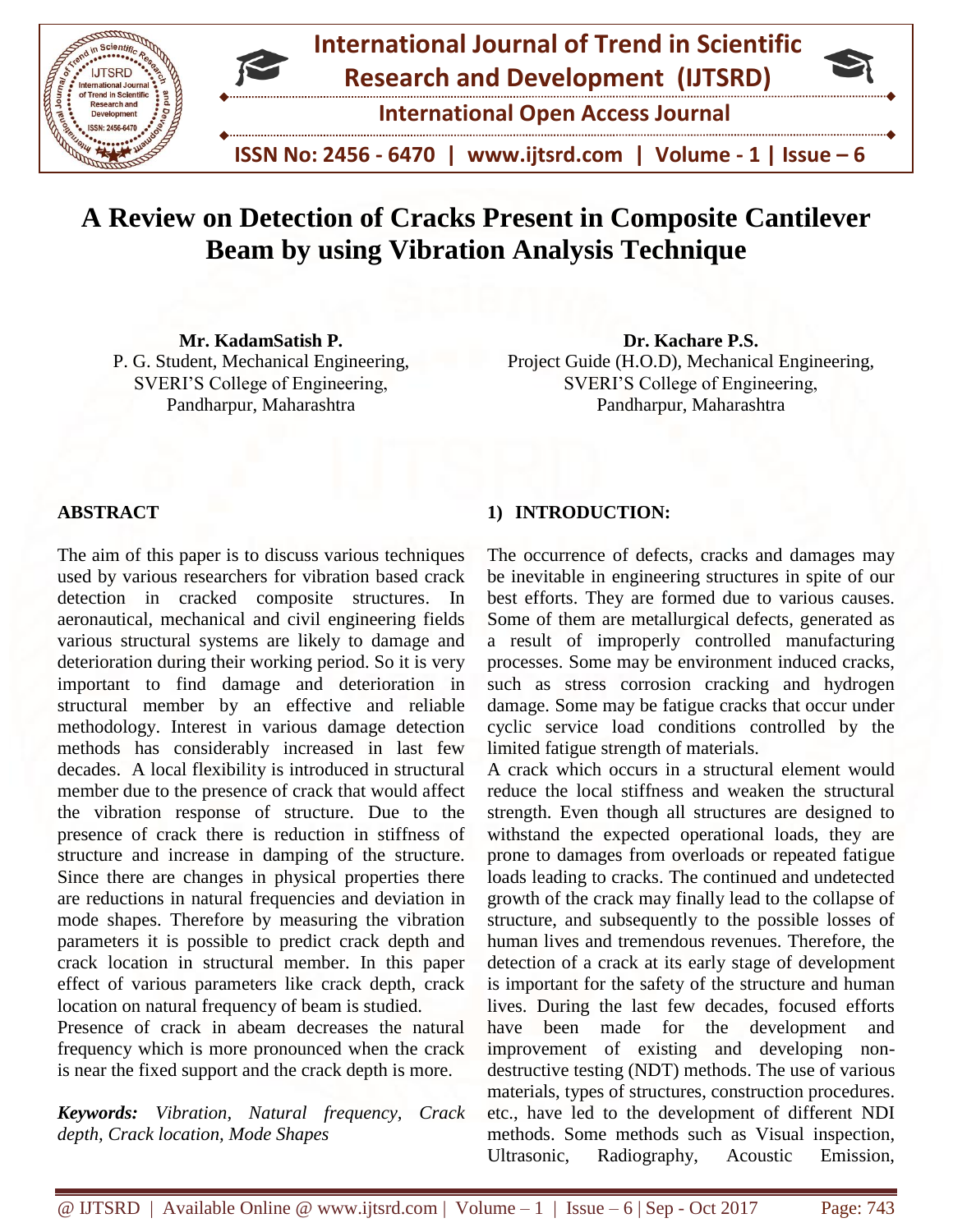# A Review on Detection of Cracks Present in Composite Cantilever Beam by using Vibration Analysis Technique

**Mr. KadamSatish P.**
P. G. Student, Mechanical Engineering,
SVERI'S College of Engineering,
Pandharpur, Maharashtra

**Dr. Kachare P.S.**
Project Guide (H.O.D), Mechanical Engineering,
SVERI'S College of Engineering,
Pandharpur, Maharashtra

## ABSTRACT

The aim of this paper is to discuss various techniques used by various researchers for vibration based crack detection in cracked composite structures. In aeronautical, mechanical and civil engineering fields various structural systems are likely to damage and deterioration during their working period. So it is very important to find damage and deterioration in structural member by an effective and reliable methodology. Interest in various damage detection methods has considerably increased in last few decades. A local flexibility is introduced in structural member due to the presence of crack that would affect the vibration response of structure. Due to the presence of crack there is reduction in stiffness of structure and increase in damping of the structure. Since there are changes in physical properties there are reductions in natural frequencies and deviation in mode shapes. Therefore by measuring the vibration parameters it is possible to predict crack depth and crack location in structural member. In this paper effect of various parameters like crack depth, crack location on natural frequency of beam is studied.

Presence of crack in abeam decreases the natural frequency which is more pronounced when the crack is near the fixed support and the crack depth is more.

***Keywords:*** *Vibration, Natural frequency, Crack depth, Crack location, Mode Shapes*

## 1) INTRODUCTION:

The occurrence of defects, cracks and damages may be inevitable in engineering structures in spite of our best efforts. They are formed due to various causes. Some of them are metallurgical defects, generated as a result of improperly controlled manufacturing processes. Some may be environment induced cracks, such as stress corrosion cracking and hydrogen damage. Some may be fatigue cracks that occur under cyclic service load conditions controlled by the limited fatigue strength of materials.

A crack which occurs in a structural element would reduce the local stiffness and weaken the structural strength. Even though all structures are designed to withstand the expected operational loads, they are prone to damages from overloads or repeated fatigue loads leading to cracks. The continued and undetected growth of the crack may finally lead to the collapse of structure, and subsequently to the possible losses of human lives and tremendous revenues. Therefore, the detection of a crack at its early stage of development is important for the safety of the structure and human lives. During the last few decades, focused efforts have been made for the development and improvement of existing and developing non-destructive testing (NDT) methods. The use of various materials, types of structures, construction procedures. etc., have led to the development of different NDI methods. Some methods such as Visual inspection, Ultrasonic, Radiography, Acoustic Emission,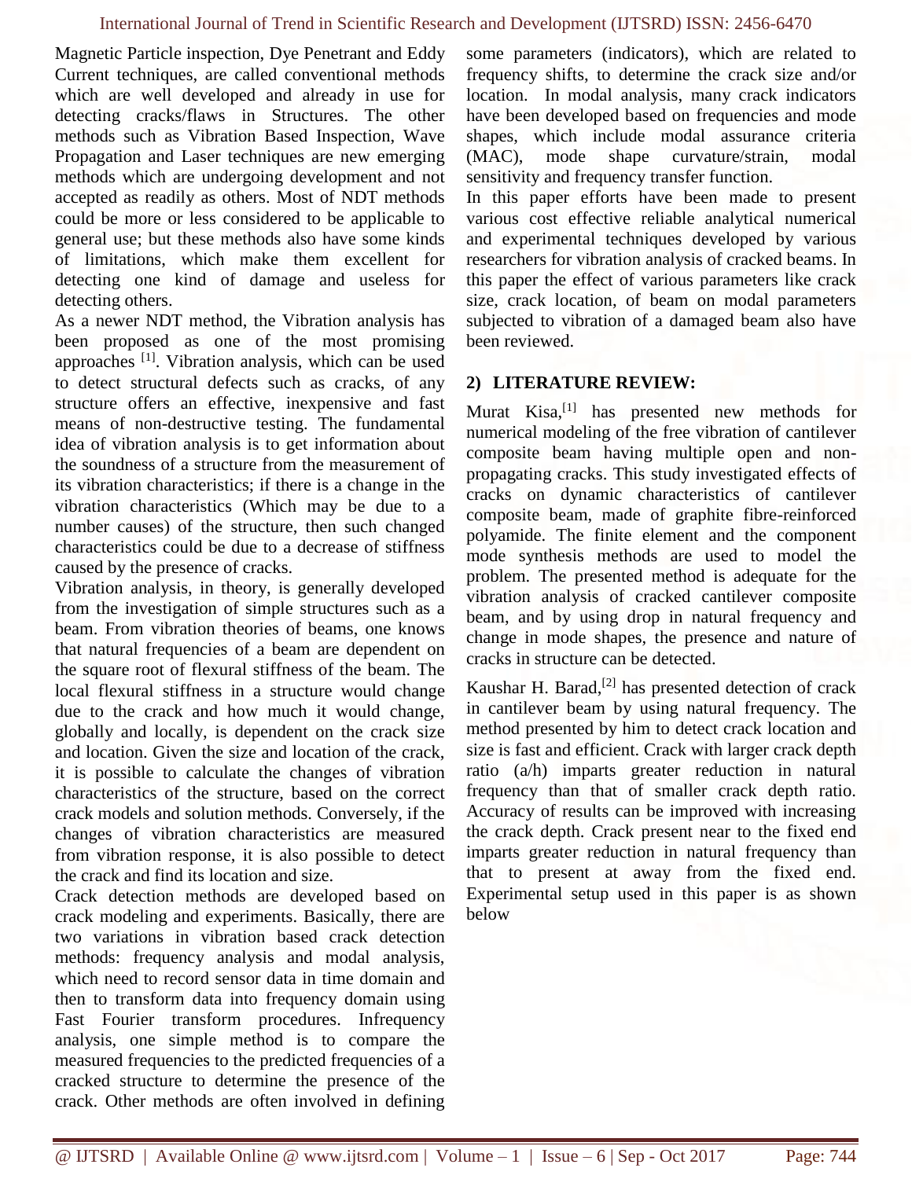Magnetic Particle inspection, Dye Penetrant and Eddy Current techniques, are called conventional methods which are well developed and already in use for detecting cracks/flaws in Structures. The other methods such as Vibration Based Inspection, Wave Propagation and Laser techniques are new emerging methods which are undergoing development and not accepted as readily as others. Most of NDT methods could be more or less considered to be applicable to general use; but these methods also have some kinds of limitations, which make them excellent for detecting one kind of damage and useless for detecting others.

As a newer NDT method, the Vibration analysis has been proposed as one of the most promising approaches [1]. Vibration analysis, which can be used to detect structural defects such as cracks, of any structure offers an effective, inexpensive and fast means of non-destructive testing. The fundamental idea of vibration analysis is to get information about the soundness of a structure from the measurement of its vibration characteristics; if there is a change in the vibration characteristics (Which may be due to a number causes) of the structure, then such changed characteristics could be due to a decrease of stiffness caused by the presence of cracks.

Vibration analysis, in theory, is generally developed from the investigation of simple structures such as a beam. From vibration theories of beams, one knows that natural frequencies of a beam are dependent on the square root of flexural stiffness of the beam. The local flexural stiffness in a structure would change due to the crack and how much it would change, globally and locally, is dependent on the crack size and location. Given the size and location of the crack, it is possible to calculate the changes of vibration characteristics of the structure, based on the correct crack models and solution methods. Conversely, if the changes of vibration characteristics are measured from vibration response, it is also possible to detect the crack and find its location and size.

Crack detection methods are developed based on crack modeling and experiments. Basically, there are two variations in vibration based crack detection methods: frequency analysis and modal analysis, which need to record sensor data in time domain and then to transform data into frequency domain using Fast Fourier transform procedures. Infrequency analysis, one simple method is to compare the measured frequencies to the predicted frequencies of a cracked structure to determine the presence of the crack. Other methods are often involved in defining some parameters (indicators), which are related to frequency shifts, to determine the crack size and/or location. In modal analysis, many crack indicators have been developed based on frequencies and mode shapes, which include modal assurance criteria (MAC), mode shape curvature/strain, modal sensitivity and frequency transfer function.

In this paper efforts have been made to present various cost effective reliable analytical numerical and experimental techniques developed by various researchers for vibration analysis of cracked beams. In this paper the effect of various parameters like crack size, crack location, of beam on modal parameters subjected to vibration of a damaged beam also have been reviewed.

## 2) LITERATURE REVIEW:

Murat Kisa,[1] has presented new methods for numerical modeling of the free vibration of cantilever composite beam having multiple open and non-propagating cracks. This study investigated effects of cracks on dynamic characteristics of cantilever composite beam, made of graphite fibre-reinforced polyamide. The finite element and the component mode synthesis methods are used to model the problem. The presented method is adequate for the vibration analysis of cracked cantilever composite beam, and by using drop in natural frequency and change in mode shapes, the presence and nature of cracks in structure can be detected.

Kaushar H. Barad,[2] has presented detection of crack in cantilever beam by using natural frequency. The method presented by him to detect crack location and size is fast and efficient. Crack with larger crack depth ratio (a/h) imparts greater reduction in natural frequency than that of smaller crack depth ratio. Accuracy of results can be improved with increasing the crack depth. Crack present near to the fixed end imparts greater reduction in natural frequency than that to present at away from the fixed end. Experimental setup used in this paper is as shown below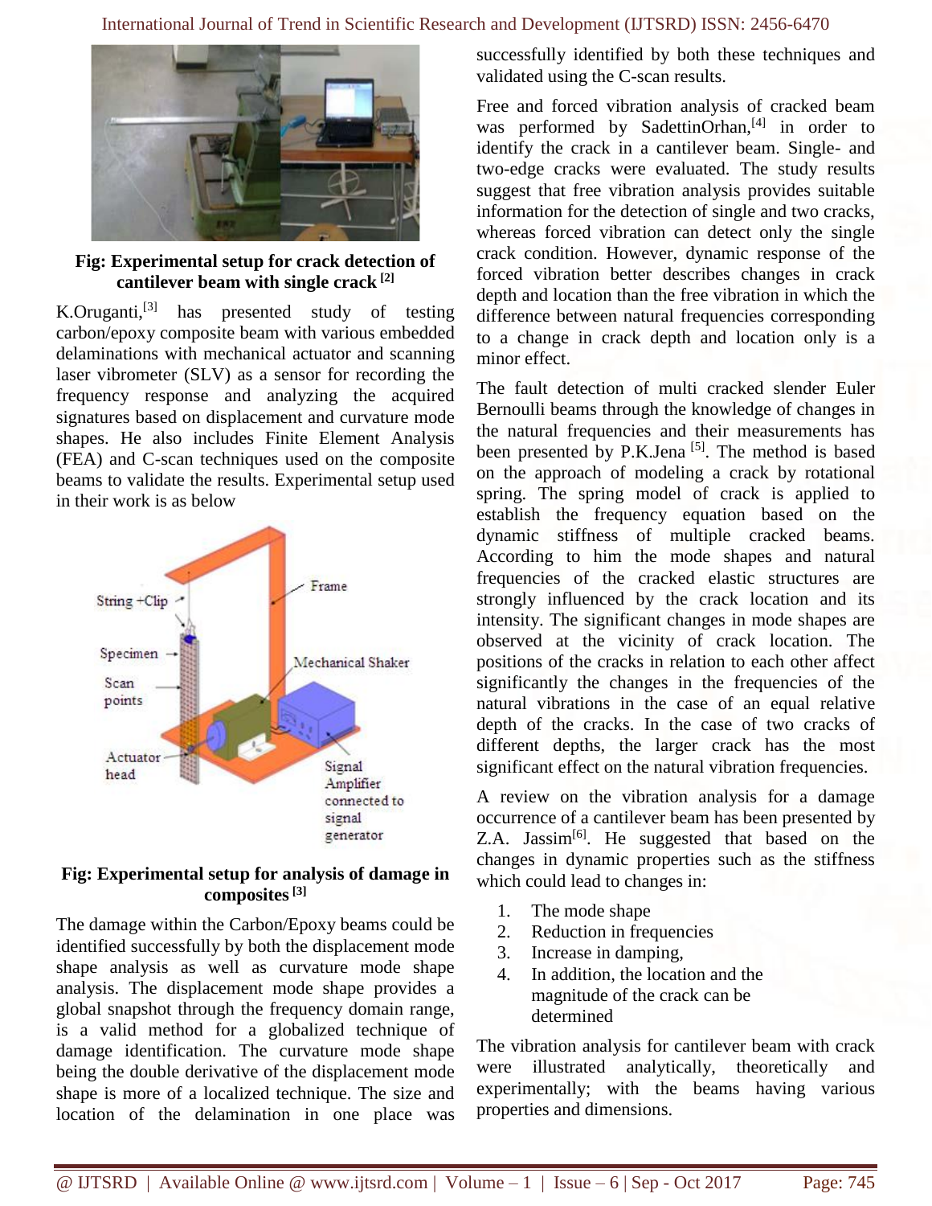**Fig: Experimental setup for crack detection of cantilever beam with single crack [2]**

K.Oruganti,[3] has presented study of testing carbon/epoxy composite beam with various embedded delaminations with mechanical actuator and scanning laser vibrometer (SLV) as a sensor for recording the frequency response and analyzing the acquired signatures based on displacement and curvature mode shapes. He also includes Finite Element Analysis (FEA) and C-scan techniques used on the composite beams to validate the results. Experimental setup used in their work is as below

**Fig: Experimental setup for analysis of damage in composites [3]**

The damage within the Carbon/Epoxy beams could be identified successfully by both the displacement mode shape analysis as well as curvature mode shape analysis. The displacement mode shape provides a global snapshot through the frequency domain range, is a valid method for a globalized technique of damage identification. The curvature mode shape being the double derivative of the displacement mode shape is more of a localized technique. The size and location of the delamination in one place was successfully identified by both these techniques and validated using the C-scan results.

Free and forced vibration analysis of cracked beam was performed by SadettinOrhan,[4] in order to identify the crack in a cantilever beam. Single- and two-edge cracks were evaluated. The study results suggest that free vibration analysis provides suitable information for the detection of single and two cracks, whereas forced vibration can detect only the single crack condition. However, dynamic response of the forced vibration better describes changes in crack depth and location than the free vibration in which the difference between natural frequencies corresponding to a change in crack depth and location only is a minor effect.

The fault detection of multi cracked slender Euler Bernoulli beams through the knowledge of changes in the natural frequencies and their measurements has been presented by P.K.Jena [5]. The method is based on the approach of modeling a crack by rotational spring. The spring model of crack is applied to establish the frequency equation based on the dynamic stiffness of multiple cracked beams. According to him the mode shapes and natural frequencies of the cracked elastic structures are strongly influenced by the crack location and its intensity. The significant changes in mode shapes are observed at the vicinity of crack location. The positions of the cracks in relation to each other affect significantly the changes in the frequencies of the natural vibrations in the case of an equal relative depth of the cracks. In the case of two cracks of different depths, the larger crack has the most significant effect on the natural vibration frequencies.

A review on the vibration analysis for a damage occurrence of a cantilever beam has been presented by Z.A. Jassim[6]. He suggested that based on the changes in dynamic properties such as the stiffness which could lead to changes in:

1. The mode shape
2. Reduction in frequencies
3. Increase in damping,
4. In addition, the location and the magnitude of the crack can be determined

The vibration analysis for cantilever beam with crack were illustrated analytically, theoretically and experimentally; with the beams having various properties and dimensions.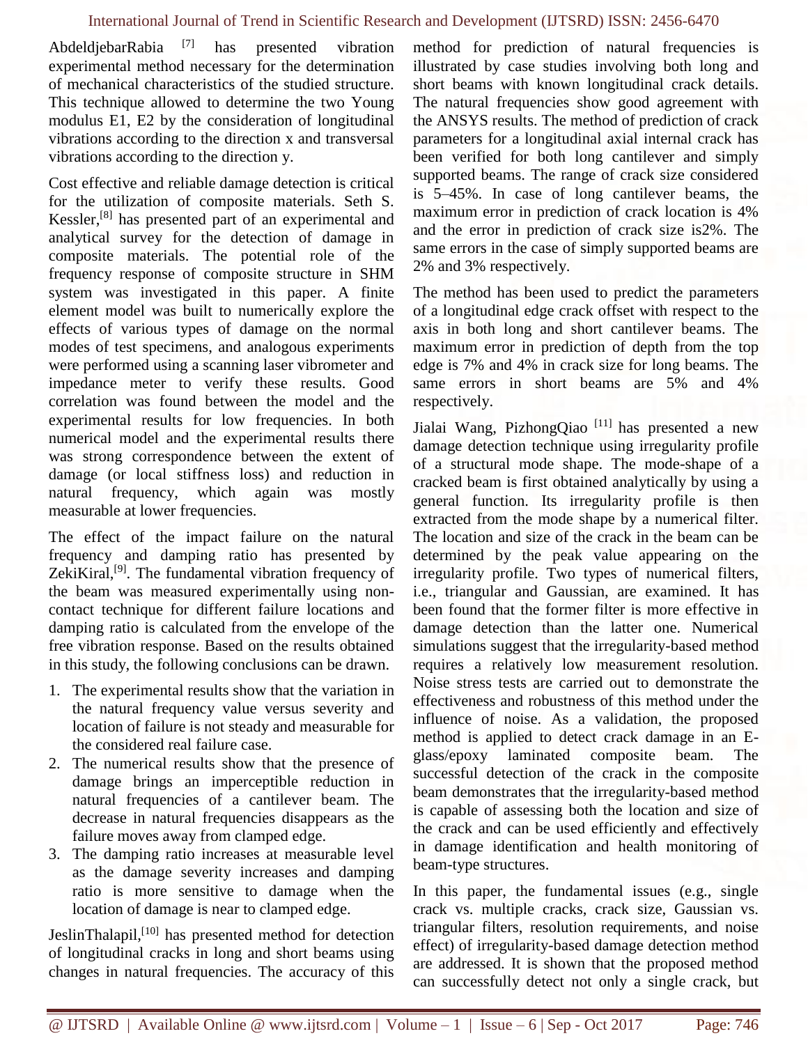AbdeldjebarRabia [7] has presented vibration experimental method necessary for the determination of mechanical characteristics of the studied structure. This technique allowed to determine the two Young modulus E1, E2 by the consideration of longitudinal vibrations according to the direction x and transversal vibrations according to the direction y.

Cost effective and reliable damage detection is critical for the utilization of composite materials. Seth S. Kessler,[8] has presented part of an experimental and analytical survey for the detection of damage in composite materials. The potential role of the frequency response of composite structure in SHM system was investigated in this paper. A finite element model was built to numerically explore the effects of various types of damage on the normal modes of test specimens, and analogous experiments were performed using a scanning laser vibrometer and impedance meter to verify these results. Good correlation was found between the model and the experimental results for low frequencies. In both numerical model and the experimental results there was strong correspondence between the extent of damage (or local stiffness loss) and reduction in natural frequency, which again was mostly measurable at lower frequencies.

The effect of the impact failure on the natural frequency and damping ratio has presented by ZekiKiral,[9]. The fundamental vibration frequency of the beam was measured experimentally using non-contact technique for different failure locations and damping ratio is calculated from the envelope of the free vibration response. Based on the results obtained in this study, the following conclusions can be drawn.

1. The experimental results show that the variation in the natural frequency value versus severity and location of failure is not steady and measurable for the considered real failure case.
2. The numerical results show that the presence of damage brings an imperceptible reduction in natural frequencies of a cantilever beam. The decrease in natural frequencies disappears as the failure moves away from clamped edge.
3. The damping ratio increases at measurable level as the damage severity increases and damping ratio is more sensitive to damage when the location of damage is near to clamped edge.

JeslinThalapil,[10] has presented method for detection of longitudinal cracks in long and short beams using changes in natural frequencies. The accuracy of this method for prediction of natural frequencies is illustrated by case studies involving both long and short beams with known longitudinal crack details. The natural frequencies show good agreement with the ANSYS results. The method of prediction of crack parameters for a longitudinal axial internal crack has been verified for both long cantilever and simply supported beams. The range of crack size considered is 5–45%. In case of long cantilever beams, the maximum error in prediction of crack location is 4% and the error in prediction of crack size is2%. The same errors in the case of simply supported beams are 2% and 3% respectively.

The method has been used to predict the parameters of a longitudinal edge crack offset with respect to the axis in both long and short cantilever beams. The maximum error in prediction of depth from the top edge is 7% and 4% in crack size for long beams. The same errors in short beams are 5% and 4% respectively.

Jialai Wang, PizhongQiao [11] has presented a new damage detection technique using irregularity profile of a structural mode shape. The mode-shape of a cracked beam is first obtained analytically by using a general function. Its irregularity profile is then extracted from the mode shape by a numerical filter. The location and size of the crack in the beam can be determined by the peak value appearing on the irregularity profile. Two types of numerical filters, i.e., triangular and Gaussian, are examined. It has been found that the former filter is more effective in damage detection than the latter one. Numerical simulations suggest that the irregularity-based method requires a relatively low measurement resolution. Noise stress tests are carried out to demonstrate the effectiveness and robustness of this method under the influence of noise. As a validation, the proposed method is applied to detect crack damage in an E-glass/epoxy laminated composite beam. The successful detection of the crack in the composite beam demonstrates that the irregularity-based method is capable of assessing both the location and size of the crack and can be used efficiently and effectively in damage identification and health monitoring of beam-type structures.

In this paper, the fundamental issues (e.g., single crack vs. multiple cracks, crack size, Gaussian vs. triangular filters, resolution requirements, and noise effect) of irregularity-based damage detection method are addressed. It is shown that the proposed method can successfully detect not only a single crack, but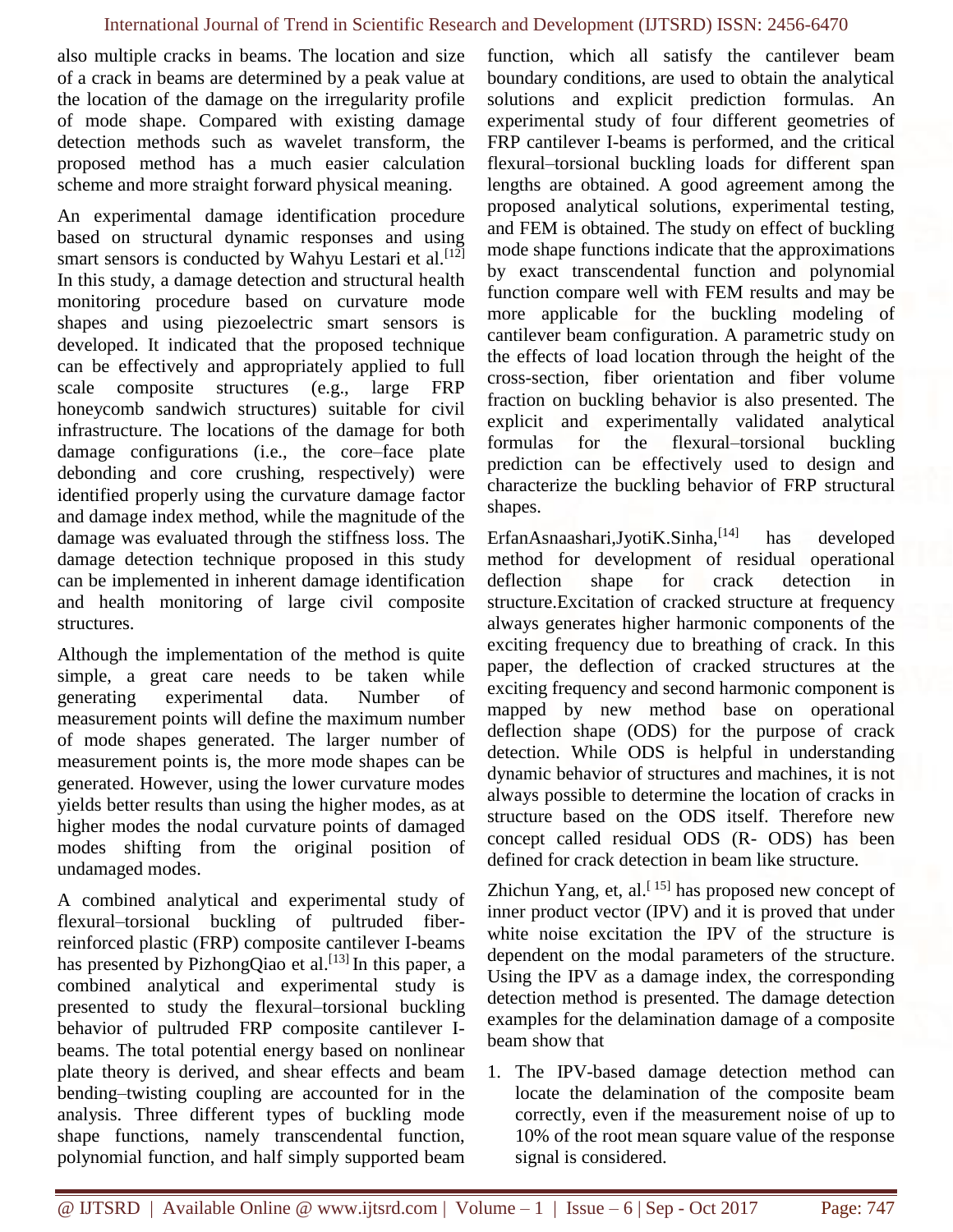also multiple cracks in beams. The location and size of a crack in beams are determined by a peak value at the location of the damage on the irregularity profile of mode shape. Compared with existing damage detection methods such as wavelet transform, the proposed method has a much easier calculation scheme and more straight forward physical meaning.

An experimental damage identification procedure based on structural dynamic responses and using smart sensors is conducted by Wahyu Lestari et al.[12] In this study, a damage detection and structural health monitoring procedure based on curvature mode shapes and using piezoelectric smart sensors is developed. It indicated that the proposed technique can be effectively and appropriately applied to full scale composite structures (e.g., large FRP honeycomb sandwich structures) suitable for civil infrastructure. The locations of the damage for both damage configurations (i.e., the core–face plate debonding and core crushing, respectively) were identified properly using the curvature damage factor and damage index method, while the magnitude of the damage was evaluated through the stiffness loss. The damage detection technique proposed in this study can be implemented in inherent damage identification and health monitoring of large civil composite structures.

Although the implementation of the method is quite simple, a great care needs to be taken while generating experimental data. Number of measurement points will define the maximum number of mode shapes generated. The larger number of measurement points is, the more mode shapes can be generated. However, using the lower curvature modes yields better results than using the higher modes, as at higher modes the nodal curvature points of damaged modes shifting from the original position of undamaged modes.

A combined analytical and experimental study of flexural–torsional buckling of pultruded fiber-reinforced plastic (FRP) composite cantilever I-beams has presented by PizhongQiao et al.[13] In this paper, a combined analytical and experimental study is presented to study the flexural–torsional buckling behavior of pultruded FRP composite cantilever I-beams. The total potential energy based on nonlinear plate theory is derived, and shear effects and beam bending–twisting coupling are accounted for in the analysis. Three different types of buckling mode shape functions, namely transcendental function, polynomial function, and half simply supported beam function, which all satisfy the cantilever beam boundary conditions, are used to obtain the analytical solutions and explicit prediction formulas. An experimental study of four different geometries of FRP cantilever I-beams is performed, and the critical flexural–torsional buckling loads for different span lengths are obtained. A good agreement among the proposed analytical solutions, experimental testing, and FEM is obtained. The study on effect of buckling mode shape functions indicate that the approximations by exact transcendental function and polynomial function compare well with FEM results and may be more applicable for the buckling modeling of cantilever beam configuration. A parametric study on the effects of load location through the height of the cross-section, fiber orientation and fiber volume fraction on buckling behavior is also presented. The explicit and experimentally validated analytical formulas for the flexural–torsional buckling prediction can be effectively used to design and characterize the buckling behavior of FRP structural shapes.

ErfanAsnaashari,JyotiK.Sinha,[14] has developed method for development of residual operational deflection shape for crack detection in structure.Excitation of cracked structure at frequency always generates higher harmonic components of the exciting frequency due to breathing of crack. In this paper, the deflection of cracked structures at the exciting frequency and second harmonic component is mapped by new method base on operational deflection shape (ODS) for the purpose of crack detection. While ODS is helpful in understanding dynamic behavior of structures and machines, it is not always possible to determine the location of cracks in structure based on the ODS itself. Therefore new concept called residual ODS (R- ODS) has been defined for crack detection in beam like structure.

Zhichun Yang, et, al.[15] has proposed new concept of inner product vector (IPV) and it is proved that under white noise excitation the IPV of the structure is dependent on the modal parameters of the structure. Using the IPV as a damage index, the corresponding detection method is presented. The damage detection examples for the delamination damage of a composite beam show that

1. The IPV-based damage detection method can locate the delamination of the composite beam correctly, even if the measurement noise of up to 10% of the root mean square value of the response signal is considered.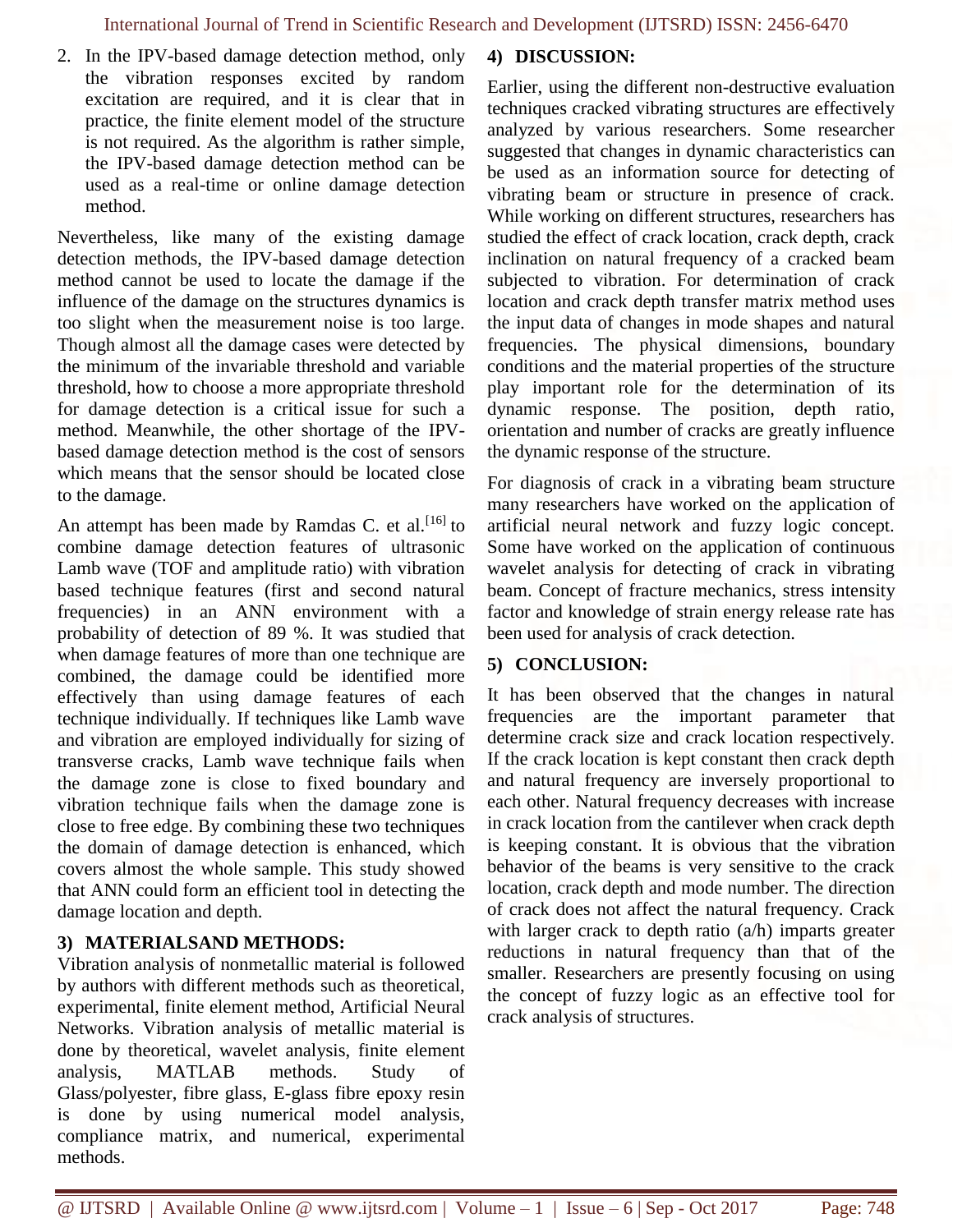2. In the IPV-based damage detection method, only the vibration responses excited by random excitation are required, and it is clear that in practice, the finite element model of the structure is not required. As the algorithm is rather simple, the IPV-based damage detection method can be used as a real-time or online damage detection method.

Nevertheless, like many of the existing damage detection methods, the IPV-based damage detection method cannot be used to locate the damage if the influence of the damage on the structures dynamics is too slight when the measurement noise is too large. Though almost all the damage cases were detected by the minimum of the invariable threshold and variable threshold, how to choose a more appropriate threshold for damage detection is a critical issue for such a method. Meanwhile, the other shortage of the IPV-based damage detection method is the cost of sensors which means that the sensor should be located close to the damage.

An attempt has been made by Ramdas C. et al.[16] to combine damage detection features of ultrasonic Lamb wave (TOF and amplitude ratio) with vibration based technique features (first and second natural frequencies) in an ANN environment with a probability of detection of 89 %. It was studied that when damage features of more than one technique are combined, the damage could be identified more effectively than using damage features of each technique individually. If techniques like Lamb wave and vibration are employed individually for sizing of transverse cracks, Lamb wave technique fails when the damage zone is close to fixed boundary and vibration technique fails when the damage zone is close to free edge. By combining these two techniques the domain of damage detection is enhanced, which covers almost the whole sample. This study showed that ANN could form an efficient tool in detecting the damage location and depth.

## 3) MATERIALSAND METHODS:

Vibration analysis of nonmetallic material is followed by authors with different methods such as theoretical, experimental, finite element method, Artificial Neural Networks. Vibration analysis of metallic material is done by theoretical, wavelet analysis, finite element analysis, MATLAB methods. Study of Glass/polyester, fibre glass, E-glass fibre epoxy resin is done by using numerical model analysis, compliance matrix, and numerical, experimental methods.

## 4) DISCUSSION:

Earlier, using the different non-destructive evaluation techniques cracked vibrating structures are effectively analyzed by various researchers. Some researcher suggested that changes in dynamic characteristics can be used as an information source for detecting of vibrating beam or structure in presence of crack. While working on different structures, researchers has studied the effect of crack location, crack depth, crack inclination on natural frequency of a cracked beam subjected to vibration. For determination of crack location and crack depth transfer matrix method uses the input data of changes in mode shapes and natural frequencies. The physical dimensions, boundary conditions and the material properties of the structure play important role for the determination of its dynamic response. The position, depth ratio, orientation and number of cracks are greatly influence the dynamic response of the structure.

For diagnosis of crack in a vibrating beam structure many researchers have worked on the application of artificial neural network and fuzzy logic concept. Some have worked on the application of continuous wavelet analysis for detecting of crack in vibrating beam. Concept of fracture mechanics, stress intensity factor and knowledge of strain energy release rate has been used for analysis of crack detection.

## 5) CONCLUSION:

It has been observed that the changes in natural frequencies are the important parameter that determine crack size and crack location respectively. If the crack location is kept constant then crack depth and natural frequency are inversely proportional to each other. Natural frequency decreases with increase in crack location from the cantilever when crack depth is keeping constant. It is obvious that the vibration behavior of the beams is very sensitive to the crack location, crack depth and mode number. The direction of crack does not affect the natural frequency. Crack with larger crack to depth ratio ($a/h$) imparts greater reductions in natural frequency than that of the smaller. Researchers are presently focusing on using the concept of fuzzy logic as an effective tool for crack analysis of structures.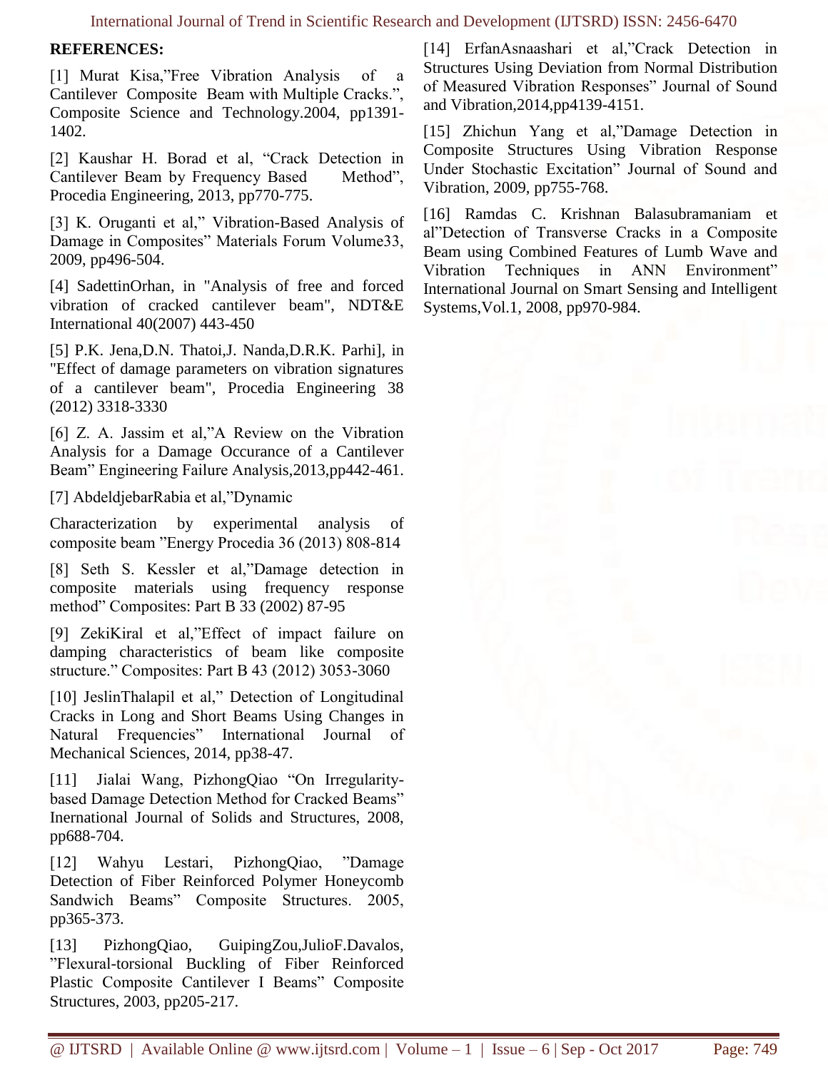**REFERENCES:**

[1] Murat Kisa,"Free Vibration Analysis of a Cantilever Composite Beam with Multiple Cracks.", Composite Science and Technology.2004, pp1391-1402.

[2] Kaushar H. Borad et al, "Crack Detection in Cantilever Beam by Frequency Based Method", Procedia Engineering, 2013, pp770-775.

[3] K. Oruganti et al," Vibration-Based Analysis of Damage in Composites" Materials Forum Volume33, 2009, pp496-504.

[4] SadettinOrhan, in "Analysis of free and forced vibration of cracked cantilever beam", NDT&E International 40(2007) 443-450

[5] P.K. Jena,D.N. Thatoi,J. Nanda,D.R.K. Parhi], in "Effect of damage parameters on vibration signatures of a cantilever beam", Procedia Engineering 38 (2012) 3318-3330

[6] Z. A. Jassim et al,"A Review on the Vibration Analysis for a Damage Occurance of a Cantilever Beam" Engineering Failure Analysis,2013,pp442-461.

[7] AbdeldjebarRabia et al,"Dynamic

Characterization by experimental analysis of composite beam "Energy Procedia 36 (2013) 808-814

[8] Seth S. Kessler et al,"Damage detection in composite materials using frequency response method" Composites: Part B 33 (2002) 87-95

[9] ZekiKiral et al,"Effect of impact failure on damping characteristics of beam like composite structure." Composites: Part B 43 (2012) 3053-3060

[10] JeslinThalapil et al," Detection of Longitudinal Cracks in Long and Short Beams Using Changes in Natural Frequencies" International Journal of Mechanical Sciences, 2014, pp38-47.

[11] Jialai Wang, PizhongQiao "On Irregularity-based Damage Detection Method for Cracked Beams" Inernational Journal of Solids and Structures, 2008, pp688-704.

[12] Wahyu Lestari, PizhongQiao, "Damage Detection of Fiber Reinforced Polymer Honeycomb Sandwich Beams" Composite Structures. 2005, pp365-373.

[13] PizhongQiao, GuipingZou,JulioF.Davalos, "Flexural-torsional Buckling of Fiber Reinforced Plastic Composite Cantilever I Beams" Composite Structures, 2003, pp205-217.

[14] ErfanAsnaashari et al,"Crack Detection in Structures Using Deviation from Normal Distribution of Measured Vibration Responses" Journal of Sound and Vibration,2014,pp4139-4151.

[15] Zhichun Yang et al,"Damage Detection in Composite Structures Using Vibration Response Under Stochastic Excitation" Journal of Sound and Vibration, 2009, pp755-768.

[16] Ramdas C. Krishnan Balasubramaniam et al"Detection of Transverse Cracks in a Composite Beam using Combined Features of Lumb Wave and Vibration Techniques in ANN Environment" International Journal on Smart Sensing and Intelligent Systems,Vol.1, 2008, pp970-984.